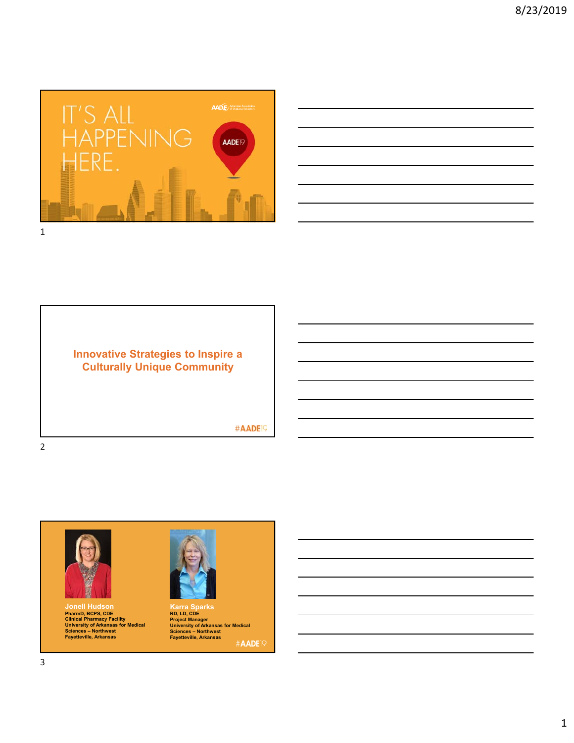IT'S ALL HAPPENING HERE.

AADE19

## Innovative Strategies to Inspire a Culturally Unique Community

#AADE19

**Jonell Hudson**
PharmD, BCPS, CDE
Clinical Pharmacy Facility
University of Arkansas for Medical Sciences – Northwest
Fayetteville, Arkansas

**Karra Sparks**
RD, LD, CDE
Project Manager
University of Arkansas for Medical Sciences – Northwest
Fayetteville, Arkansas

#AADE19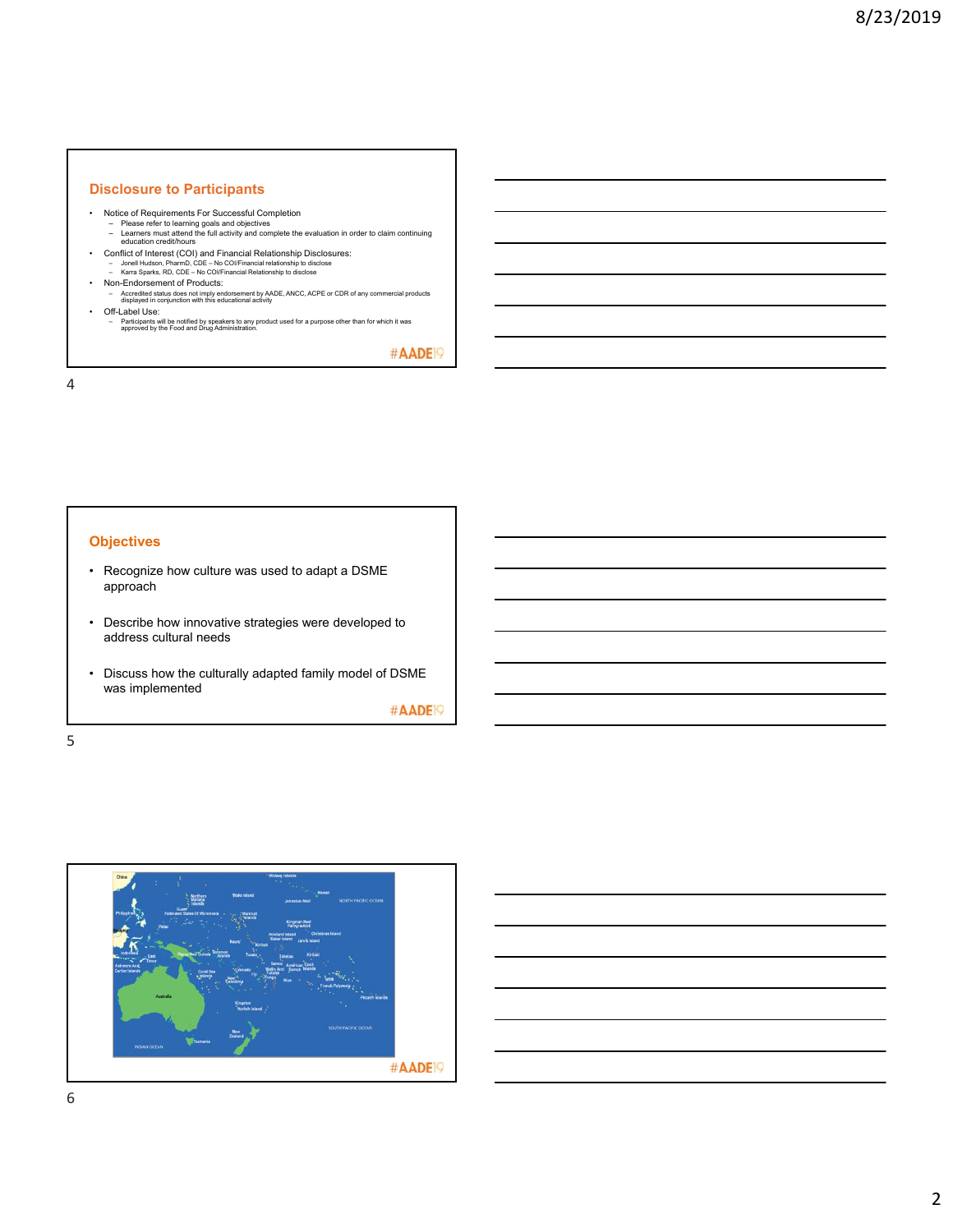## Disclosure to Participants

- Notice of Requirements For Successful Completion
  - Please refer to learning goals and objectives
  - Learners must attend the full activity and complete the evaluation in order to claim continuing education credit/hours
- Conflict of Interest (COI) and Financial Relationship Disclosures:
  - Jonell Hudson, PharmD, CDE – No COI/Financial relationship to disclose
  - Karra Sparks, RD, CDE – No COI/Financial Relationship to disclose
- Non-Endorsement of Products:
  - Accredited status does not imply endorsement by AADE, ANCC, ACPE or CDR of any commercial products displayed in conjunction with this educational activity
- Off-Label Use:
  - Participants will be notified by speakers to any product used for a purpose other than for which it was approved by the Food and Drug Administration.

#AADE19

## Objectives

- Recognize how culture was used to adapt a DSME approach
- Describe how innovative strategies were developed to address cultural needs
- Discuss how the culturally adapted family model of DSME was implemented

#AADE19

#AADE19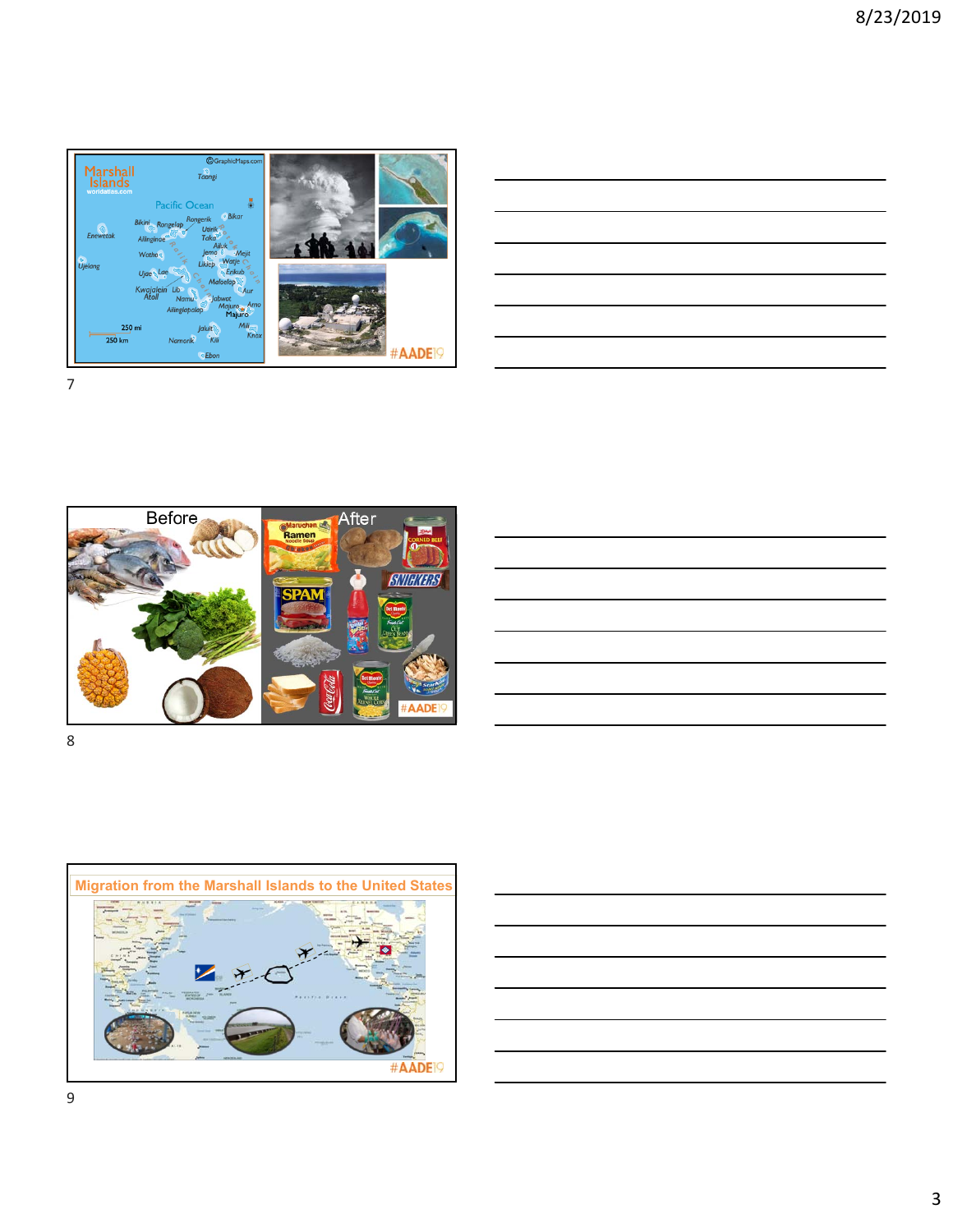Marshall Islands

Pacific Ocean

#AADE19

Before

After

#AADE19

Migration from the Marshall Islands to the United States

#AADE19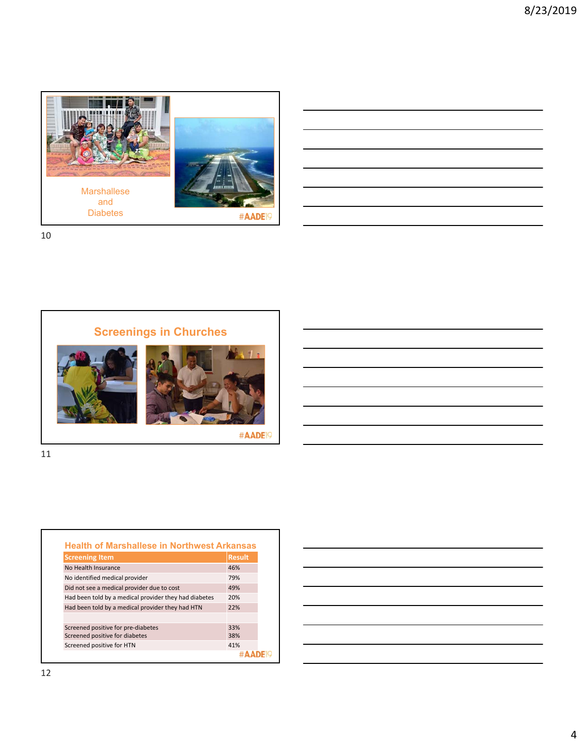Marshallese and Diabetes

#AADE19

## Screenings in Churches

#AADE19

## Health of Marshallese in Northwest Arkansas

| Screening Item | Result |
| --- | --- |
| No Health Insurance | 46% |
| No identified medical provider | 79% |
| Did not see a medical provider due to cost | 49% |
| Had been told by a medical provider they had diabetes | 20% |
| Had been told by a medical provider they had HTN | 22% |
| | |
| Screened positive for pre-diabetes | 33% |
| Screened positive for diabetes | 38% |
| Screened positive for HTN | 41% |

#AADE19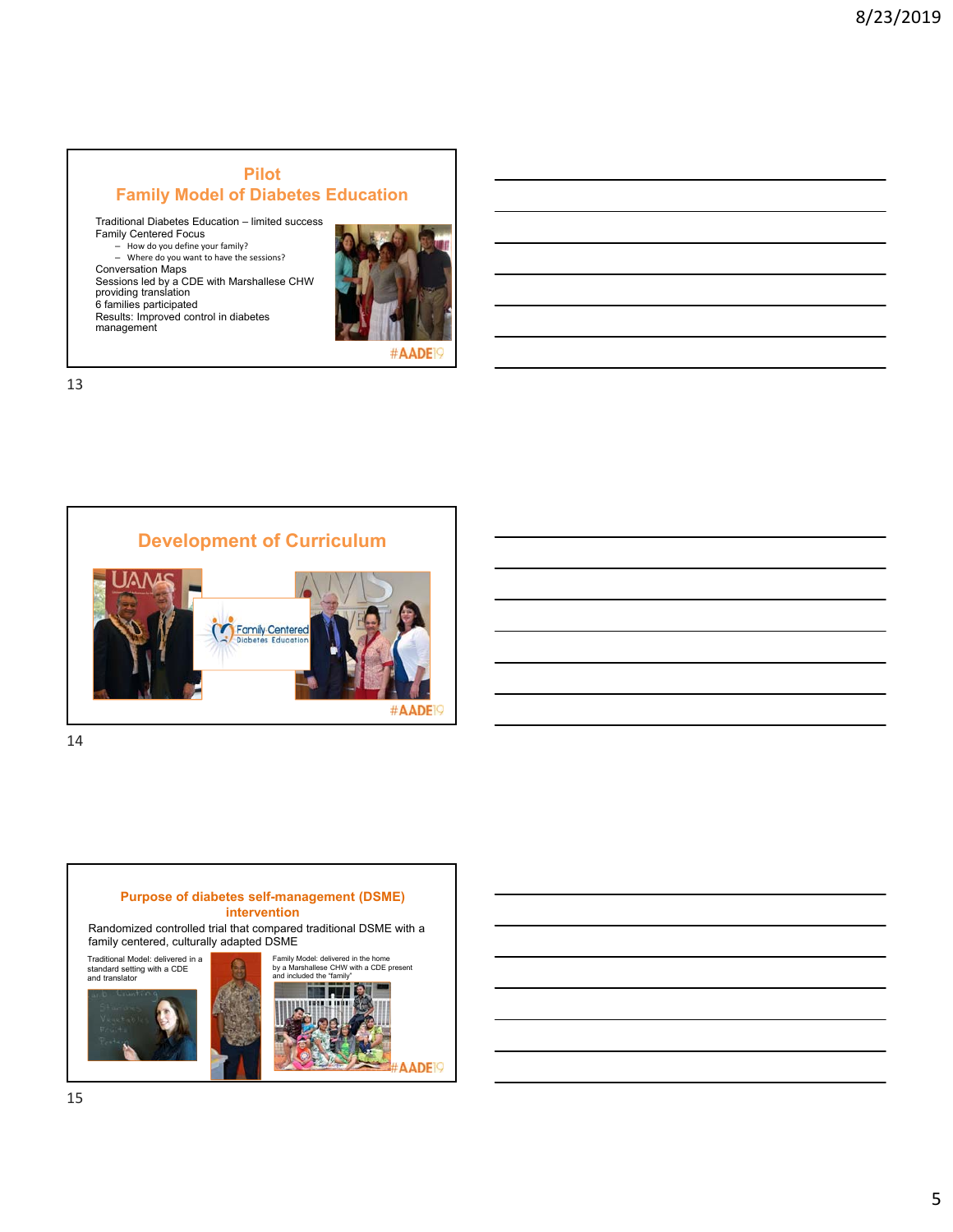## Pilot
## Family Model of Diabetes Education

Traditional Diabetes Education – limited success
Family Centered Focus
- How do you define your family?
- Where do you want to have the sessions?

Conversation Maps
Sessions led by a CDE with Marshallese CHW providing translation
6 families participated
Results: Improved control in diabetes management

#AADE19

## Development of Curriculum

UAMS

Family Centered Diabetes Education

#AADE19

## Purpose of diabetes self-management (DSME) intervention

Randomized controlled trial that compared traditional DSME with a family centered, culturally adapted DSME

Traditional Model: delivered in a standard setting with a CDE and translator

Family Model: delivered in the home by a Marshallese CHW with a CDE present and included the "family"

#AADE19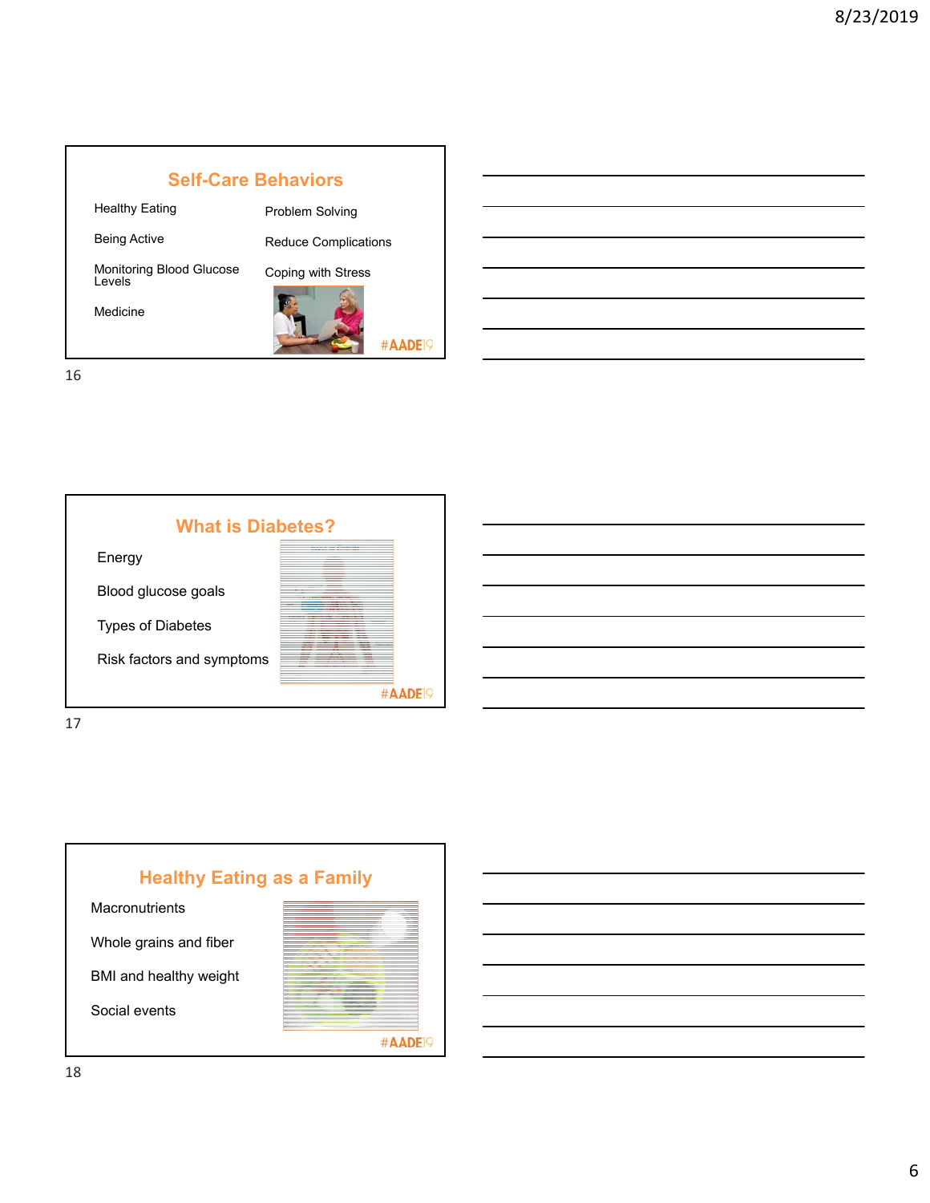## Self-Care Behaviors

- Healthy Eating
- Being Active
- Monitoring Blood Glucose Levels
- Medicine
- Problem Solving
- Reduce Complications
- Coping with Stress

#AADE19

## What is Diabetes?

- Energy
- Blood glucose goals
- Types of Diabetes
- Risk factors and symptoms

#AADE19

## Healthy Eating as a Family

- Macronutrients
- Whole grains and fiber
- BMI and healthy weight
- Social events

#AADE19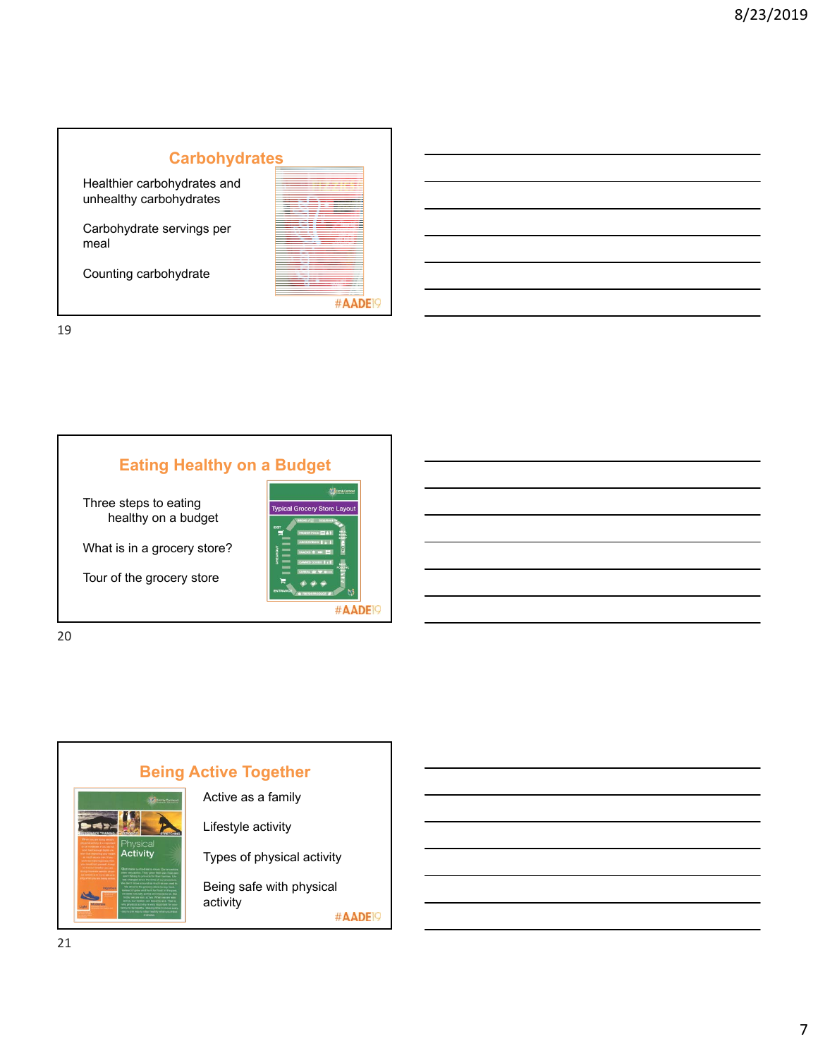## Carbohydrates

Healthier carbohydrates and unhealthy carbohydrates

Carbohydrate servings per meal

Counting carbohydrate

#AADE19

## Eating Healthy on a Budget

Three steps to eating healthy on a budget

What is in a grocery store?

Tour of the grocery store

#AADE19

## Being Active Together

Active as a family

Lifestyle activity

Types of physical activity

Being safe with physical activity

#AADE19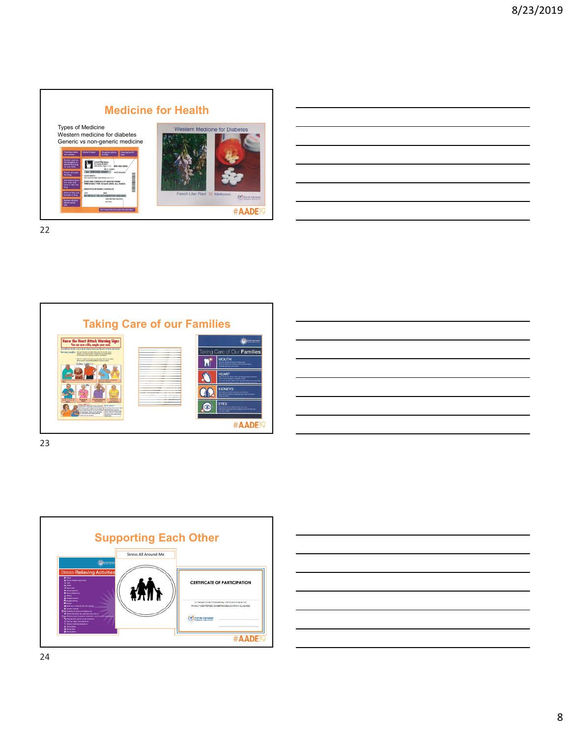## Medicine for Health

Types of Medicine
Western medicine for diabetes
Generic vs non-generic medicine

Western Medicine for Diabetes

French Lilac Plant = Metformin

#AADE19

## Taking Care of our Families

Know the Heart Attack Warning Signs

Taking Care of Our Families

MOUTH

HEART

KIDNEYS

EYES

#AADE19

## Supporting Each Other

Stress-Relieving Activities

Stress All Around Me

CERTIFICATE OF PARTICIPATION

#AADE19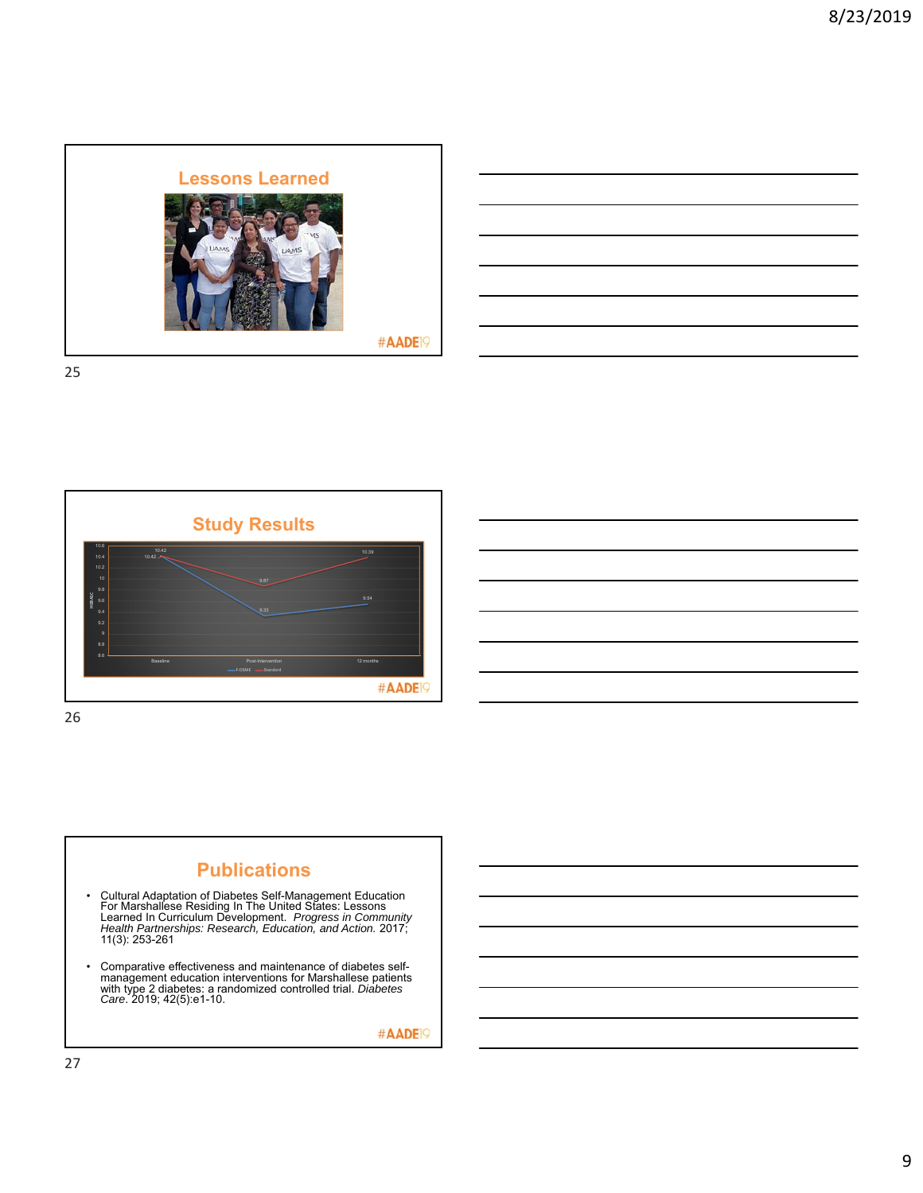## Lessons Learned

#AADE19

## Study Results

| HGB A1C | Baseline | Post-Intervention | 12 months |
|---|---|---|---|
| F-DSME | 10.42 | 9.33 | 9.54 |
| Standard | 10.42 | 9.87 | 10.39 |

#AADE19

## Publications

- Cultural Adaptation of Diabetes Self-Management Education For Marshallese Residing In The United States: Lessons Learned In Curriculum Development. *Progress in Community Health Partnerships: Research, Education, and Action.* 2017; 11(3): 253-261
- Comparative effectiveness and maintenance of diabetes self-management education interventions for Marshallese patients with type 2 diabetes: a randomized controlled trial. *Diabetes Care*. 2019; 42(5):e1-10.

#AADE19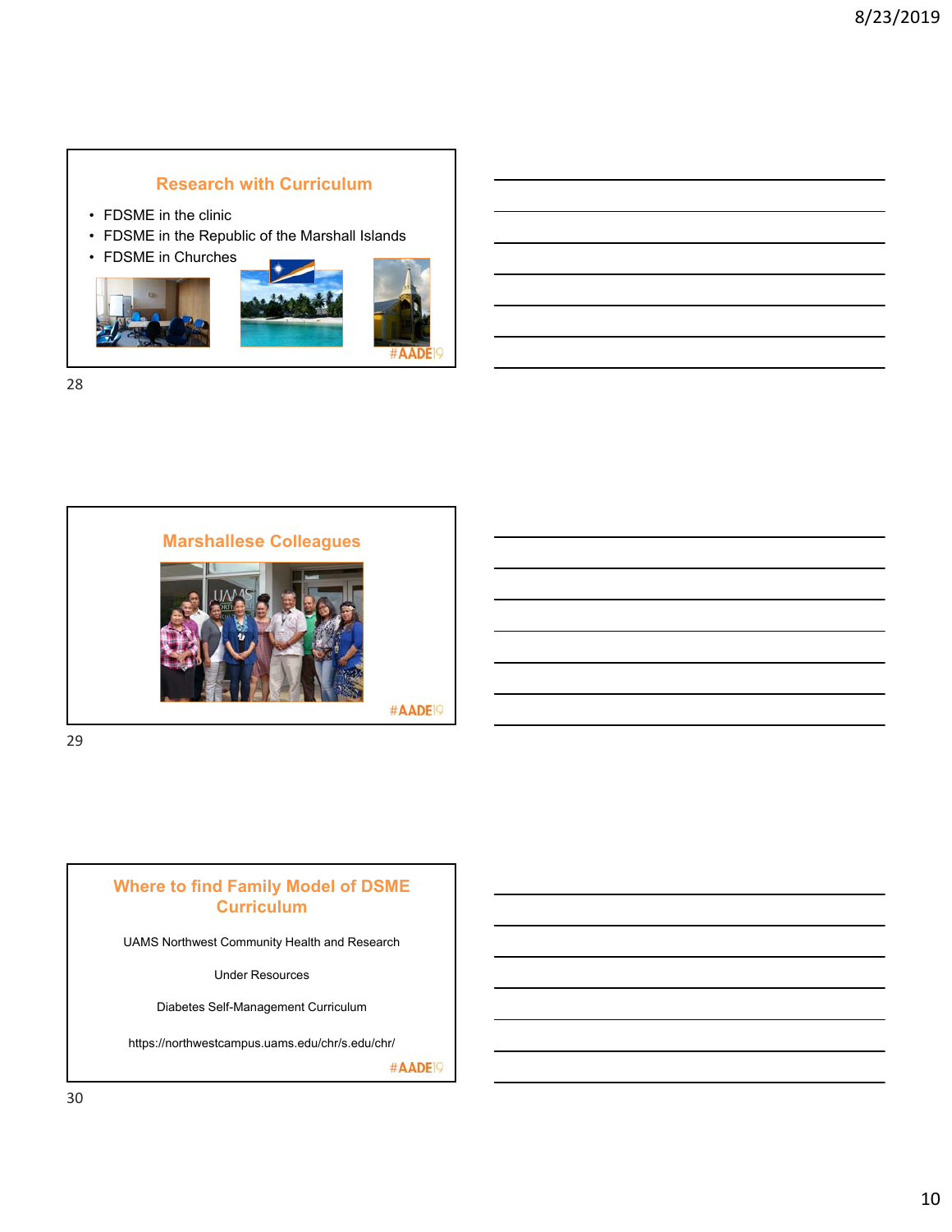## Research with Curriculum

- FDSME in the clinic
- FDSME in the Republic of the Marshall Islands
- FDSME in Churches

#AADE19

## Marshallese Colleagues

#AADE19

## Where to find Family Model of DSME Curriculum

UAMS Northwest Community Health and Research

Under Resources

Diabetes Self-Management Curriculum

https://northwestcampus.uams.edu/chr/s.edu/chr/

#AADE19